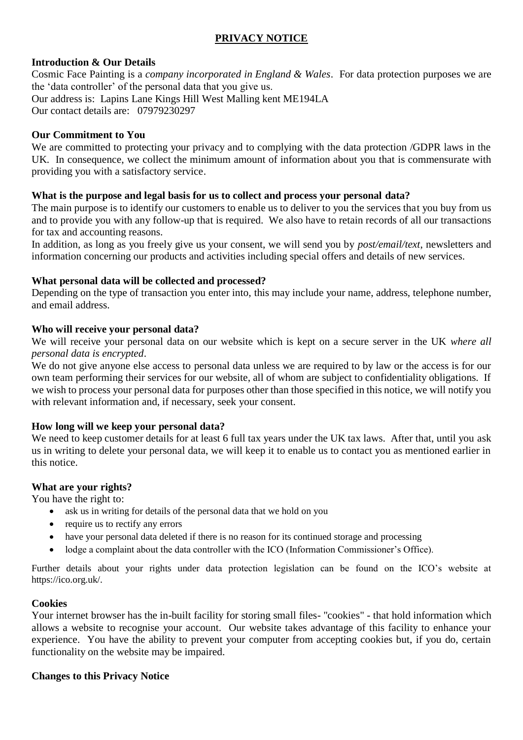# PRIVACY NOTICE

**Introduction & Our Details**

Cosmic Face Painting is a *company incorporated in England & Wales*. For data protection purposes we are the 'data controller' of the personal data that you give us.
Our address is: Lapins Lane Kings Hill West Malling kent ME194LA
Our contact details are: 07979230297

**Our Commitment to You**

We are committed to protecting your privacy and to complying with the data protection /GDPR laws in the UK. In consequence, we collect the minimum amount of information about you that is commensurate with providing you with a satisfactory service.

**What is the purpose and legal basis for us to collect and process your personal data?**

The main purpose is to identify our customers to enable us to deliver to you the services that you buy from us and to provide you with any follow-up that is required. We also have to retain records of all our transactions for tax and accounting reasons.
In addition, as long as you freely give us your consent, we will send you by *post/email/text*, newsletters and information concerning our products and activities including special offers and details of new services.

**What personal data will be collected and processed?**

Depending on the type of transaction you enter into, this may include your name, address, telephone number, and email address.

**Who will receive your personal data?**

We will receive your personal data on our website which is kept on a secure server in the UK *where all personal data is encrypted*.
We do not give anyone else access to personal data unless we are required to by law or the access is for our own team performing their services for our website, all of whom are subject to confidentiality obligations. If we wish to process your personal data for purposes other than those specified in this notice, we will notify you with relevant information and, if necessary, seek your consent.

**How long will we keep your personal data?**

We need to keep customer details for at least 6 full tax years under the UK tax laws. After that, until you ask us in writing to delete your personal data, we will keep it to enable us to contact you as mentioned earlier in this notice.

**What are your rights?**

You have the right to:

- ask us in writing for details of the personal data that we hold on you
- require us to rectify any errors
- have your personal data deleted if there is no reason for its continued storage and processing
- lodge a complaint about the data controller with the ICO (Information Commissioner's Office).

Further details about your rights under data protection legislation can be found on the ICO's website at https://ico.org.uk/.

**Cookies**

Your internet browser has the in-built facility for storing small files- "cookies" - that hold information which allows a website to recognise your account. Our website takes advantage of this facility to enhance your experience. You have the ability to prevent your computer from accepting cookies but, if you do, certain functionality on the website may be impaired.

**Changes to this Privacy Notice**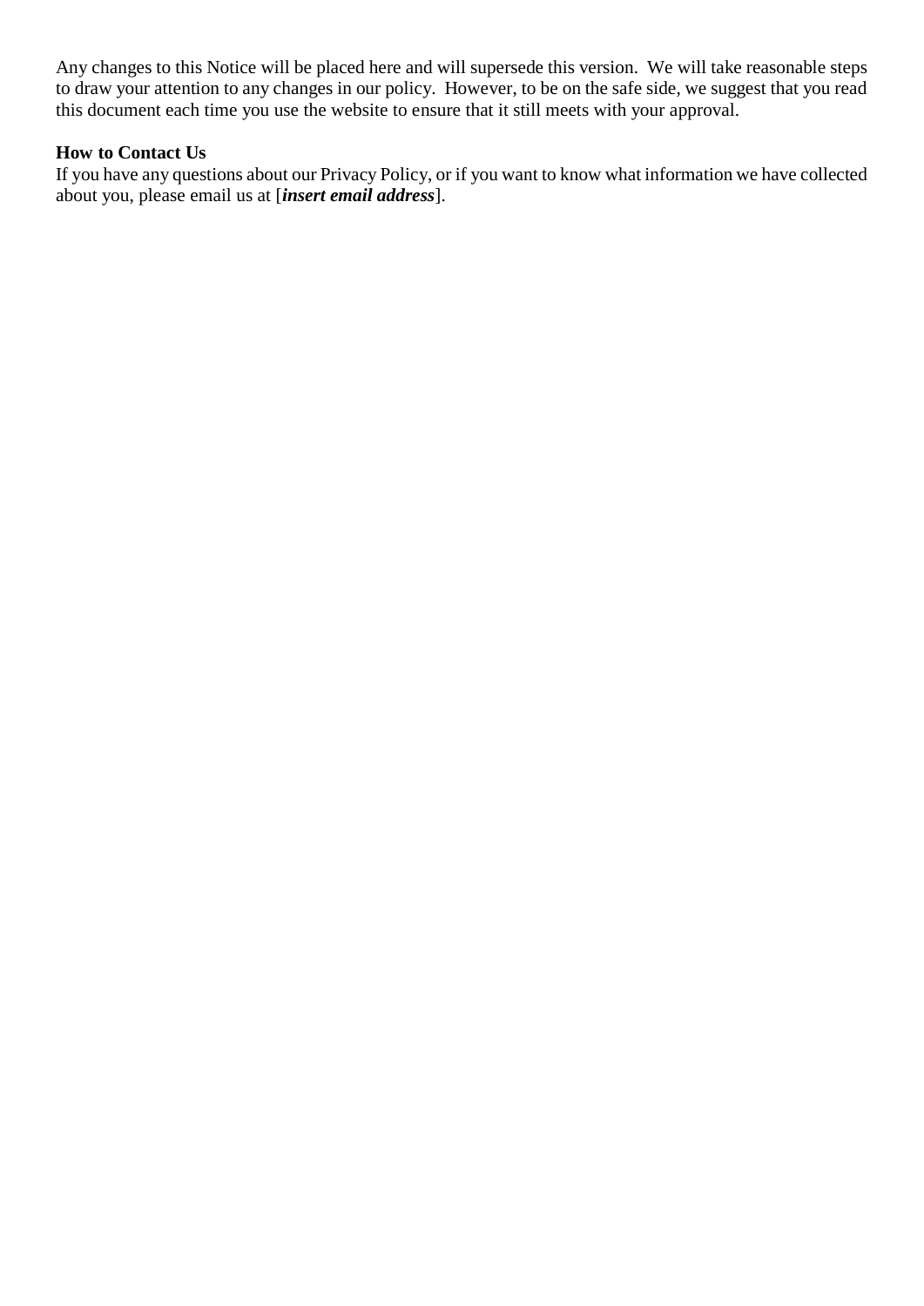Any changes to this Notice will be placed here and will supersede this version. We will take reasonable steps to draw your attention to any changes in our policy. However, to be on the safe side, we suggest that you read this document each time you use the website to ensure that it still meets with your approval.

**How to Contact Us**

If you have any questions about our Privacy Policy, or if you want to know what information we have collected about you, please email us at [***insert email address***].